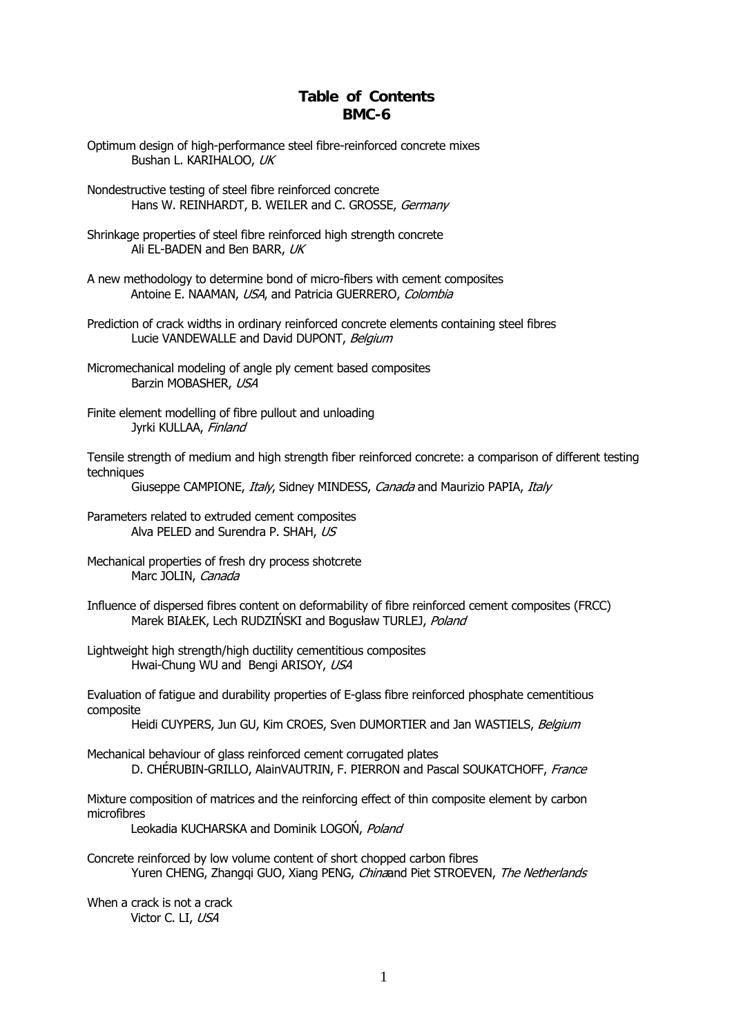# Table of Contents
## BMC-6

Optimum design of high-performance steel fibre-reinforced concrete mixes
Bushan L. KARIHALOO, *UK*

Nondestructive testing of steel fibre reinforced concrete
Hans W. REINHARDT, B. WEILER and C. GROSSE, *Germany*

Shrinkage properties of steel fibre reinforced high strength concrete
Ali EL-BADEN and Ben BARR, *UK*

A new methodology to determine bond of micro-fibers with cement composites
Antoine E. NAAMAN, *USA*, and Patricia GUERRERO, *Colombia*

Prediction of crack widths in ordinary reinforced concrete elements containing steel fibres
Lucie VANDEWALLE and David DUPONT, *Belgium*

Micromechanical modeling of angle ply cement based composites
Barzin MOBASHER, *USA*

Finite element modelling of fibre pullout and unloading
Jyrki KULLAA, *Finland*

Tensile strength of medium and high strength fiber reinforced concrete: a comparison of different testing techniques
Giuseppe CAMPIONE, *Italy*, Sidney MINDESS, *Canada* and Maurizio PAPIA, *Italy*

Parameters related to extruded cement composites
Alva PELED and Surendra P. SHAH, *US*

Mechanical properties of fresh dry process shotcrete
Marc JOLIN, *Canada*

Influence of dispersed fibres content on deformability of fibre reinforced cement composites (FRCC)
Marek BIAŁEK, Lech RUDZIŃSKI and Bogusław TURLEJ, *Poland*

Lightweight high strength/high ductility cementitious composites
Hwai-Chung WU and Bengi ARISOY, *USA*

Evaluation of fatigue and durability properties of E-glass fibre reinforced phosphate cementitious composite
Heidi CUYPERS, Jun GU, Kim CROES, Sven DUMORTIER and Jan WASTIELS, *Belgium*

Mechanical behaviour of glass reinforced cement corrugated plates
D. CHÉRUBIN-GRILLO, AlainVAUTRIN, F. PIERRON and Pascal SOUKATCHOFF, *France*

Mixture composition of matrices and the reinforcing effect of thin composite element by carbon microfibres
Leokadia KUCHARSKA and Dominik LOGOŃ, *Poland*

Concrete reinforced by low volume content of short chopped carbon fibres
Yuren CHENG, Zhangqi GUO, Xiang PENG, *China*and Piet STROEVEN, *The Netherlands*

When a crack is not a crack
Victor C. LI, *USA*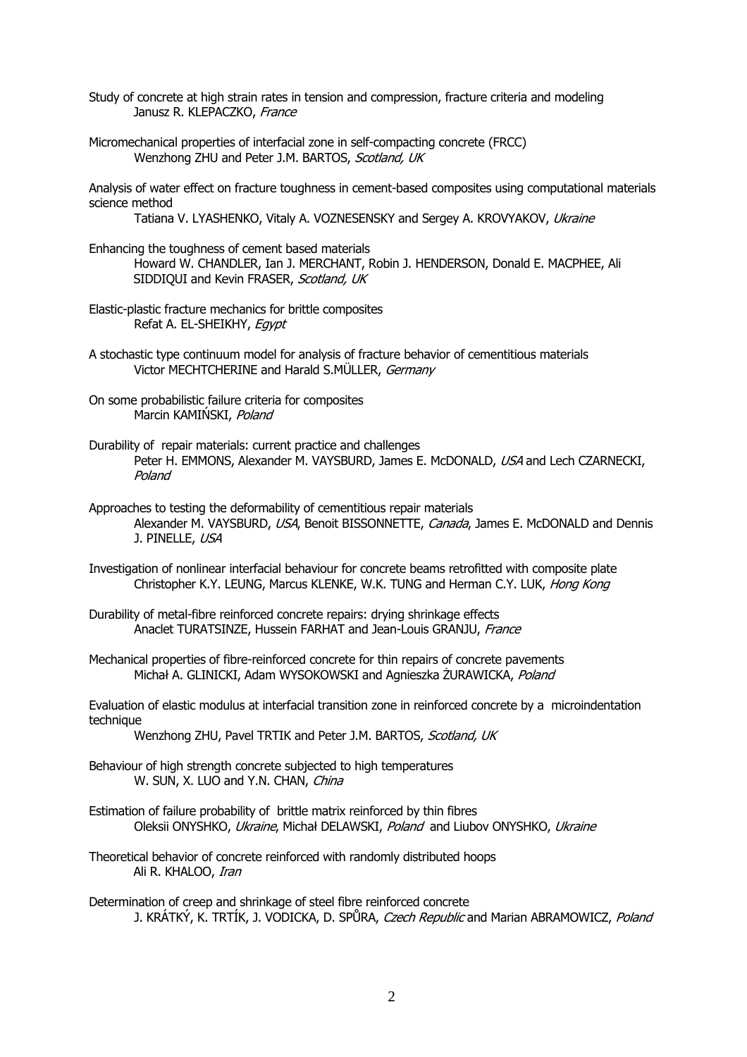Study of concrete at high strain rates in tension and compression, fracture criteria and modeling
Janusz R. KLEPACZKO, *France*

Micromechanical properties of interfacial zone in self-compacting concrete (FRCC)
Wenzhong ZHU and Peter J.M. BARTOS, *Scotland, UK*

Analysis of water effect on fracture toughness in cement-based composites using computational materials science method
Tatiana V. LYASHENKO, Vitaly A. VOZNESENSKY and Sergey A. KROVYAKOV, *Ukraine*

Enhancing the toughness of cement based materials
Howard W. CHANDLER, Ian J. MERCHANT, Robin J. HENDERSON, Donald E. MACPHEE, Ali SIDDIQUI and Kevin FRASER, *Scotland, UK*

Elastic-plastic fracture mechanics for brittle composites
Refat A. EL-SHEIKHY, *Egypt*

A stochastic type continuum model for analysis of fracture behavior of cementitious materials
Victor MECHTCHERINE and Harald S.MÜLLER, *Germany*

On some probabilistic failure criteria for composites
Marcin KAMIŃSKI, *Poland*

Durability of repair materials: current practice and challenges
Peter H. EMMONS, Alexander M. VAYSBURD, James E. McDONALD, *USA* and Lech CZARNECKI, *Poland*

Approaches to testing the deformability of cementitious repair materials
Alexander M. VAYSBURD, *USA*, Benoit BISSONNETTE, *Canada*, James E. McDONALD and Dennis J. PINELLE, *USA*

Investigation of nonlinear interfacial behaviour for concrete beams retrofitted with composite plate
Christopher K.Y. LEUNG, Marcus KLENKE, W.K. TUNG and Herman C.Y. LUK, *Hong Kong*

Durability of metal-fibre reinforced concrete repairs: drying shrinkage effects
Anaclet TURATSINZE, Hussein FARHAT and Jean-Louis GRANJU, *France*

Mechanical properties of fibre-reinforced concrete for thin repairs of concrete pavements
Michał A. GLINICKI, Adam WYSOKOWSKI and Agnieszka ŻURAWICKA, *Poland*

Evaluation of elastic modulus at interfacial transition zone in reinforced concrete by a microindentation technique
Wenzhong ZHU, Pavel TRTIK and Peter J.M. BARTOS, *Scotland, UK*

Behaviour of high strength concrete subjected to high temperatures
W. SUN, X. LUO and Y.N. CHAN, *China*

Estimation of failure probability of brittle matrix reinforced by thin fibres
Oleksii ONYSHKO, *Ukraine*, Michał DELAWSKI, *Poland* and Liubov ONYSHKO, *Ukraine*

Theoretical behavior of concrete reinforced with randomly distributed hoops
Ali R. KHALOO, *Iran*

Determination of creep and shrinkage of steel fibre reinforced concrete
J. KRÁTKÝ, K. TRTÍK, J. VODICKA, D. SPŮRA, *Czech Republic* and Marian ABRAMOWICZ, *Poland*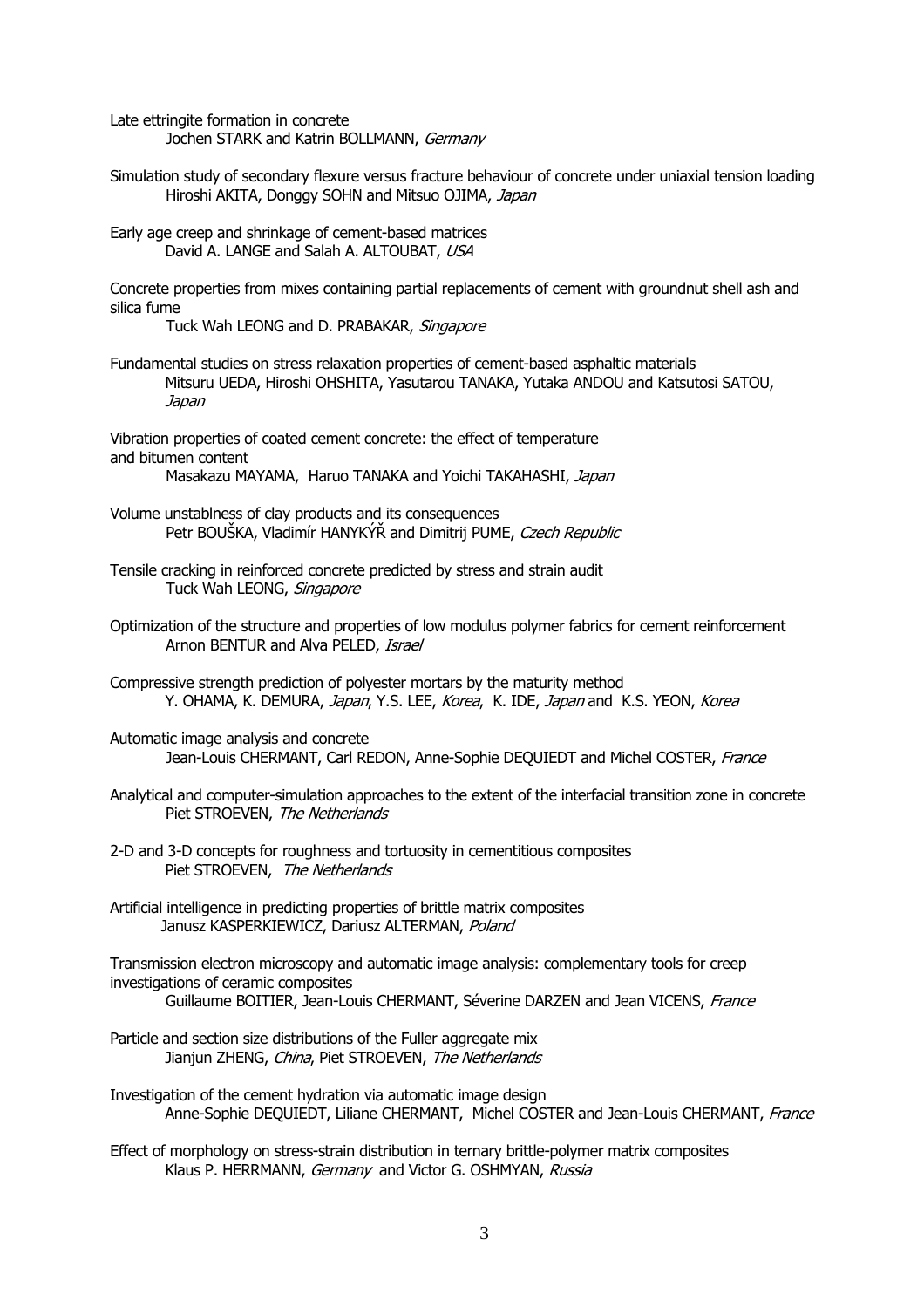Late ettringite formation in concrete
Jochen STARK and Katrin BOLLMANN, *Germany*

Simulation study of secondary flexure versus fracture behaviour of concrete under uniaxial tension loading
Hiroshi AKITA, Donggy SOHN and Mitsuo OJIMA, *Japan*

Early age creep and shrinkage of cement-based matrices
David A. LANGE and Salah A. ALTOUBAT, *USA*

Concrete properties from mixes containing partial replacements of cement with groundnut shell ash and silica fume
Tuck Wah LEONG and D. PRABAKAR, *Singapore*

Fundamental studies on stress relaxation properties of cement-based asphaltic materials
Mitsuru UEDA, Hiroshi OHSHITA, Yasutarou TANAKA, Yutaka ANDOU and Katsutosi SATOU, *Japan*

Vibration properties of coated cement concrete: the effect of temperature and bitumen content
Masakazu MAYAMA, Haruo TANAKA and Yoichi TAKAHASHI, *Japan*

Volume unstablness of clay products and its consequences
Petr BOUŠKA, Vladimír HANYKÝŘ and Dimitrij PUME, *Czech Republic*

Tensile cracking in reinforced concrete predicted by stress and strain audit
Tuck Wah LEONG, *Singapore*

Optimization of the structure and properties of low modulus polymer fabrics for cement reinforcement
Arnon BENTUR and Alva PELED, *Israel*

Compressive strength prediction of polyester mortars by the maturity method
Y. OHAMA, K. DEMURA, *Japan*, Y.S. LEE, *Korea*, K. IDE, *Japan* and K.S. YEON, *Korea*

Automatic image analysis and concrete
Jean-Louis CHERMANT, Carl REDON, Anne-Sophie DEQUIEDT and Michel COSTER, *France*

Analytical and computer-simulation approaches to the extent of the interfacial transition zone in concrete
Piet STROEVEN, *The Netherlands*

2-D and 3-D concepts for roughness and tortuosity in cementitious composites
Piet STROEVEN, *The Netherlands*

Artificial intelligence in predicting properties of brittle matrix composites
Janusz KASPERKIEWICZ, Dariusz ALTERMAN, *Poland*

Transmission electron microscopy and automatic image analysis: complementary tools for creep investigations of ceramic composites
Guillaume BOITIER, Jean-Louis CHERMANT, Séverine DARZEN and Jean VICENS, *France*

Particle and section size distributions of the Fuller aggregate mix
Jianjun ZHENG, *China*, Piet STROEVEN, *The Netherlands*

Investigation of the cement hydration via automatic image design
Anne-Sophie DEQUIEDT, Liliane CHERMANT, Michel COSTER and Jean-Louis CHERMANT, *France*

Effect of morphology on stress-strain distribution in ternary brittle-polymer matrix composites
Klaus P. HERRMANN, *Germany* and Victor G. OSHMYAN, *Russia*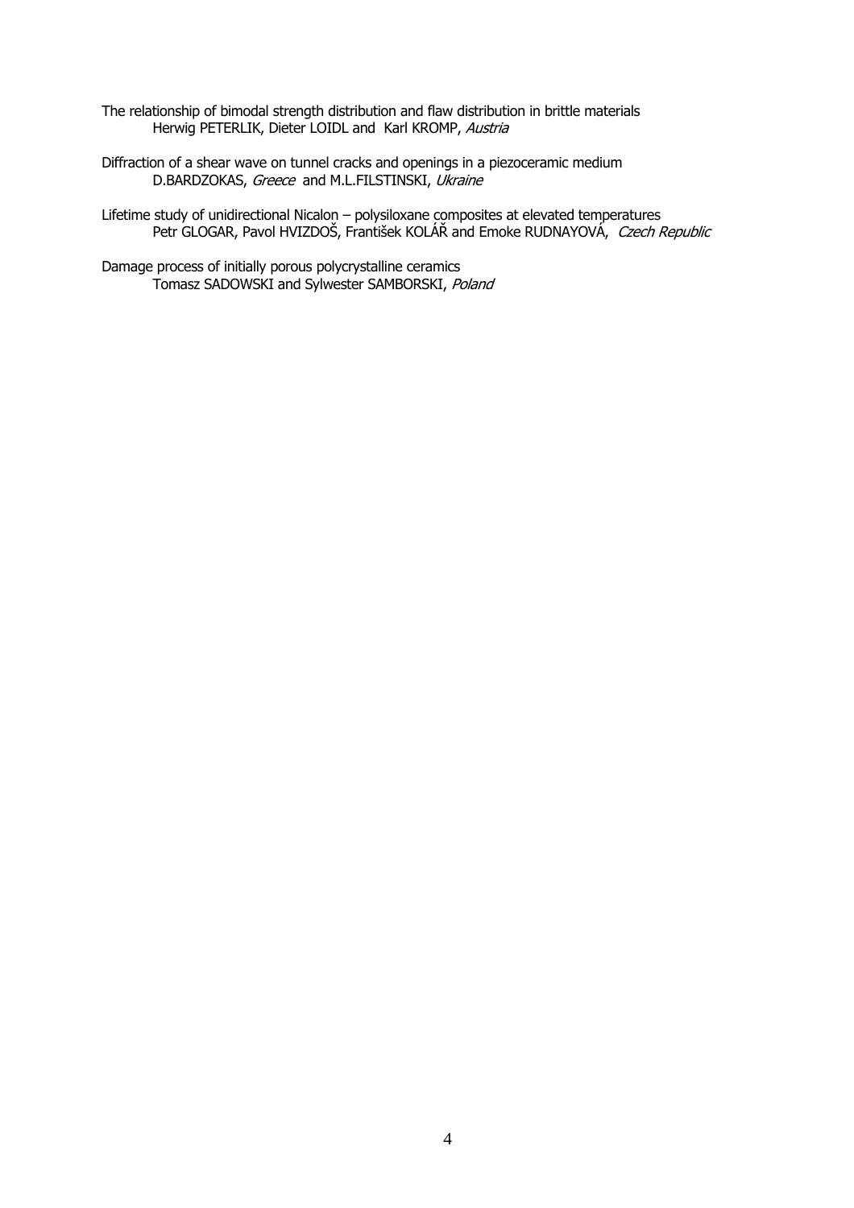The relationship of bimodal strength distribution and flaw distribution in brittle materials
Herwig PETERLIK, Dieter LOIDL and Karl KROMP, *Austria*

Diffraction of a shear wave on tunnel cracks and openings in a piezoceramic medium
D.BARDZOKAS, *Greece* and M.L.FILSTINSKI, *Ukraine*

Lifetime study of unidirectional Nicalon – polysiloxane composites at elevated temperatures
Petr GLOGAR, Pavol HVIZDOŠ, František KOLÁŘ and Emoke RUDNAYOVÁ, *Czech Republic*

Damage process of initially porous polycrystalline ceramics
Tomasz SADOWSKI and Sylwester SAMBORSKI, *Poland*